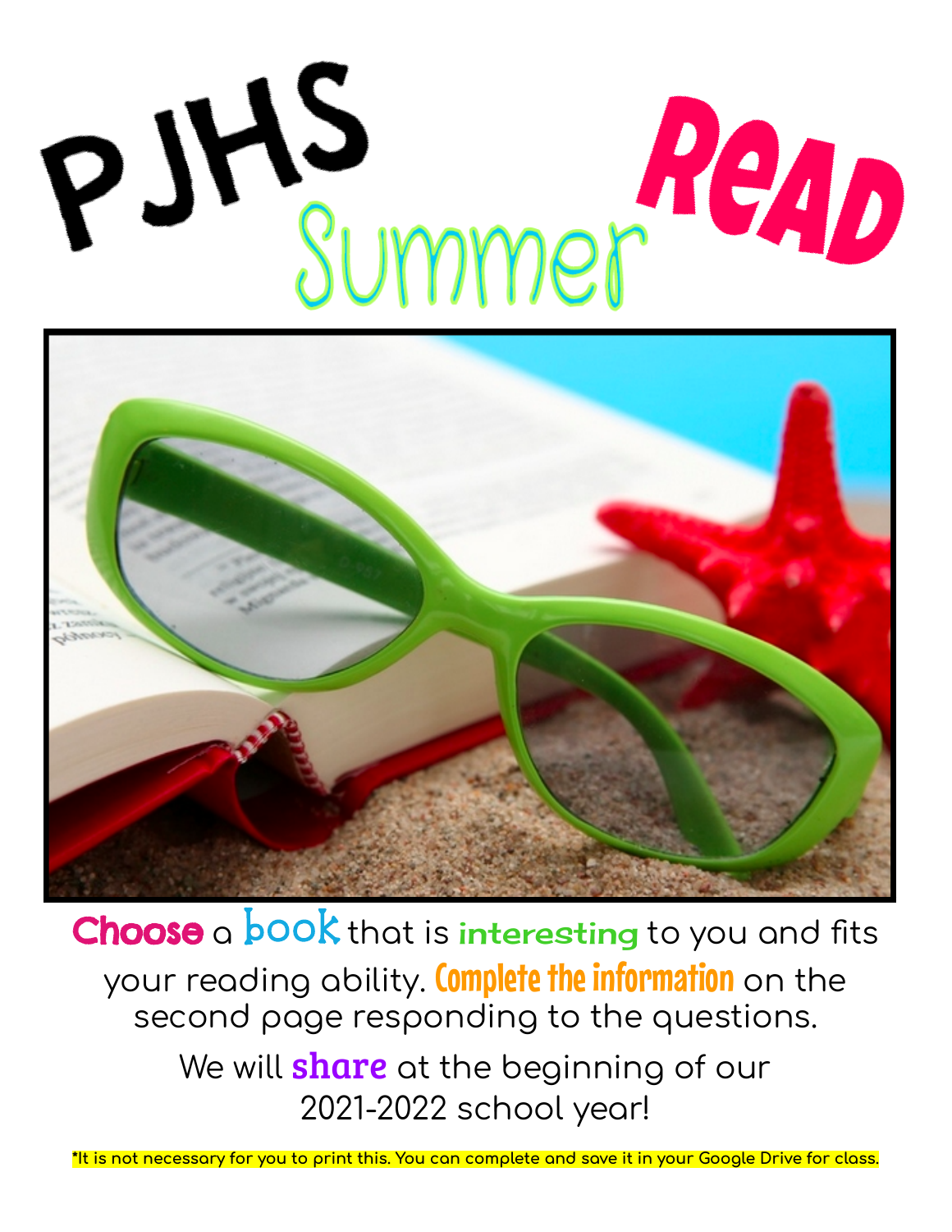# PJHS Summer Read

**Choose** a **book** that is **interesting** to you and fits your reading ability. **Complete the information** on the second page responding to the questions.

We will **share** at the beginning of our 2021-2022 school year!

**\*It is not necessary for you to print this. You can complete and save it in your Google Drive for class.**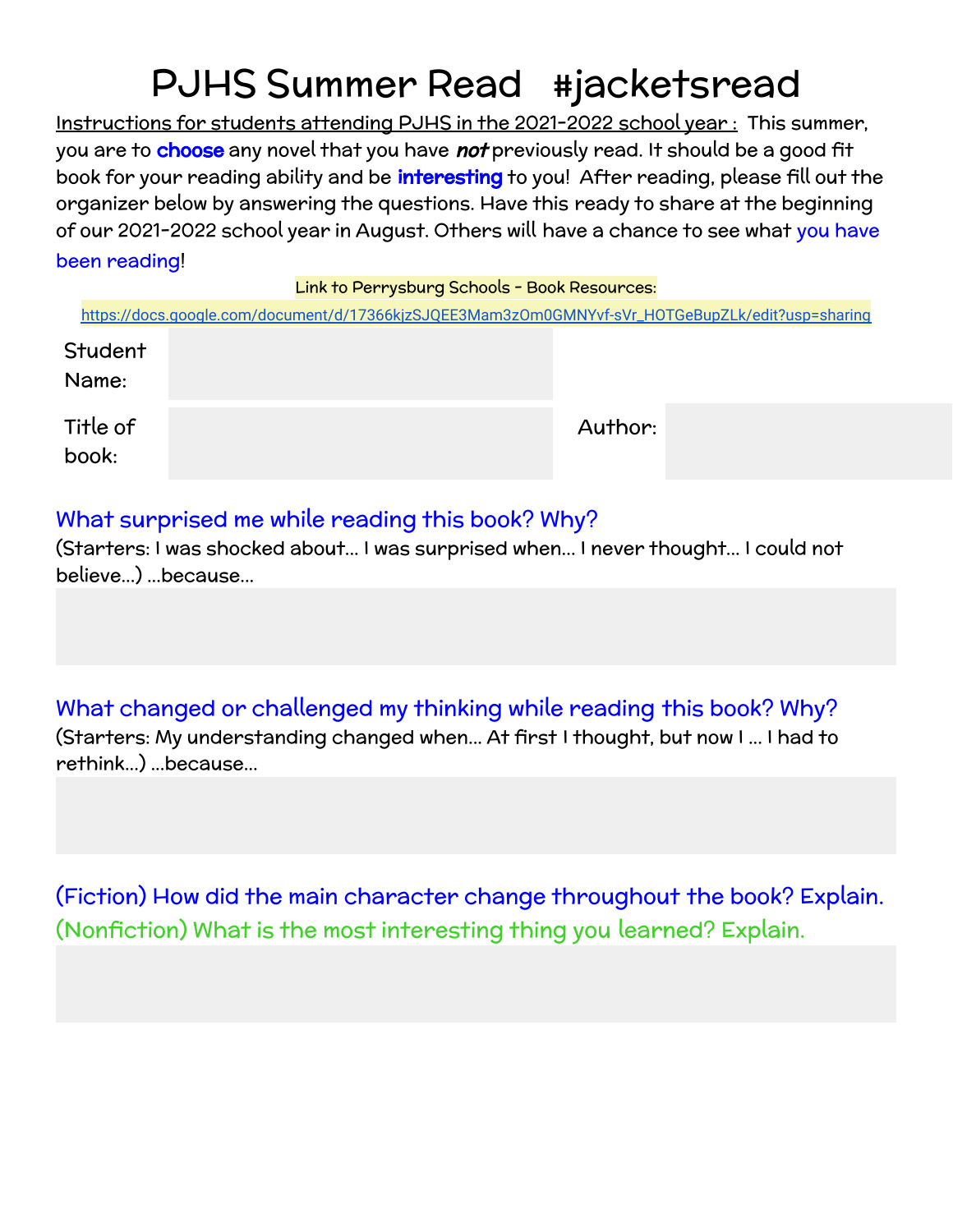# PJHS Summer Read #jacketsread

Instructions for students attending PJHS in the 2021-2022 school year : This summer, you are to **choose** any novel that you have ***not*** previously read. It should be a good fit book for your reading ability and be **interesting** to you! After reading, please fill out the organizer below by answering the questions. Have this ready to share at the beginning of our 2021-2022 school year in August. Others will have a chance to see what you have been reading!

Link to Perrysburg Schools - Book Resources:

https://docs.google.com/document/d/17366kjzSJQEE3Mam3zOm0GMNYvf-sVr_HOTGeBupZLk/edit?usp=sharing

| | | | |
|---|---|---|---|
| Student Name: | | | |
| Title of book: | | Author: | |

### What surprised me while reading this book? Why?

(Starters: I was shocked about… I was surprised when… I never thought… I could not believe…) …because…

### What changed or challenged my thinking while reading this book? Why?

(Starters: My understanding changed when… At first I thought, but now I … I had to rethink…) …because…

### (Fiction) How did the main character change throughout the book? Explain.

### (Nonfiction) What is the most interesting thing you learned? Explain.